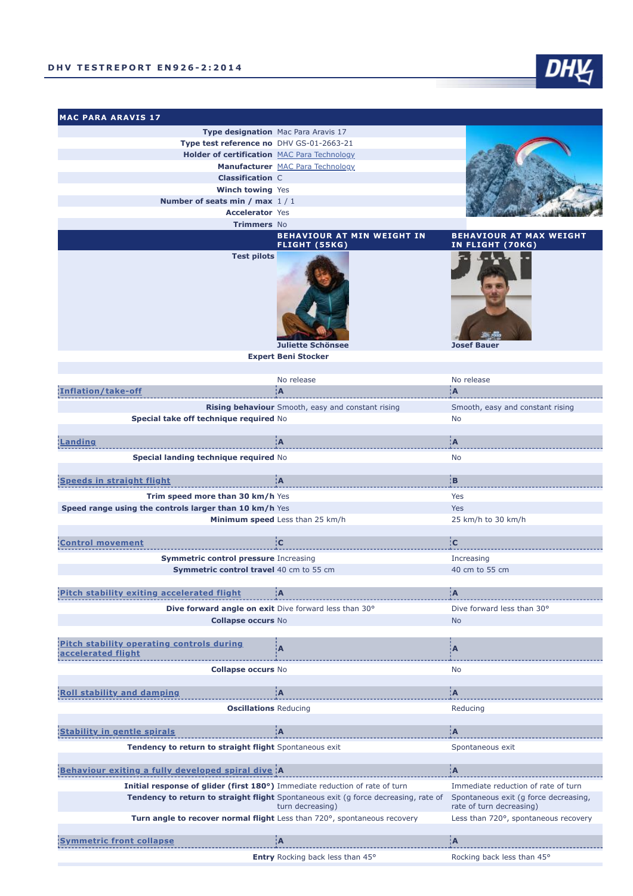# DHV TESTREPORT EN926-2:2014

## MAC PARA ARAVIS 17

| | |
|---|---|
| **Type designation** | Mac Para Aravis 17 |
| **Type test reference no** | DHV GS-01-2663-21 |
| **Holder of certification** | MAC Para Technology |
| **Manufacturer** | MAC Para Technology |
| **Classification** | C |
| **Winch towing** | Yes |
| **Number of seats min / max** | 1 / 1 |
| **Accelerator** | Yes |
| **Trimmers** | No |

| | BEHAVIOUR AT MIN WEIGHT IN FLIGHT (55KG) | BEHAVIOUR AT MAX WEIGHT IN FLIGHT (70KG) |
|---|---|---|
| **Test pilots** | Juliette Schönsee | Josef Bauer |
| **Expert** | Beni Stocker | |
| | No release | No release |
| **Inflation/take-off** | **A** | **A** |
| **Rising behaviour** | Smooth, easy and constant rising | Smooth, easy and constant rising |
| **Special take off technique required** | No | No |
| **Landing** | **A** | **A** |
| **Special landing technique required** | No | No |
| **Speeds in straight flight** | **A** | **B** |
| **Trim speed more than 30 km/h** | Yes | Yes |
| **Speed range using the controls larger than 10 km/h** | Yes | Yes |
| **Minimum speed** | Less than 25 km/h | 25 km/h to 30 km/h |
| **Control movement** | **C** | **C** |
| **Symmetric control pressure** | Increasing | Increasing |
| **Symmetric control travel** | 40 cm to 55 cm | 40 cm to 55 cm |
| **Pitch stability exiting accelerated flight** | **A** | **A** |
| **Dive forward angle on exit** | Dive forward less than 30° | Dive forward less than 30° |
| **Collapse occurs** | No | No |
| **Pitch stability operating controls during accelerated flight** | **A** | **A** |
| **Collapse occurs** | No | No |
| **Roll stability and damping** | **A** | **A** |
| **Oscillations** | Reducing | Reducing |
| **Stability in gentle spirals** | **A** | **A** |
| **Tendency to return to straight flight** | Spontaneous exit | Spontaneous exit |
| **Behaviour exiting a fully developed spiral dive** | **A** | **A** |
| **Initial response of glider (first 180°)** | Immediate reduction of rate of turn | Immediate reduction of rate of turn |
| **Tendency to return to straight flight** | Spontaneous exit (g force decreasing, rate of turn decreasing) | Spontaneous exit (g force decreasing, rate of turn decreasing) |
| **Turn angle to recover normal flight** | Less than 720°, spontaneous recovery | Less than 720°, spontaneous recovery |
| **Symmetric front collapse** | **A** | **A** |
| **Entry** | Rocking back less than 45° | Rocking back less than 45° |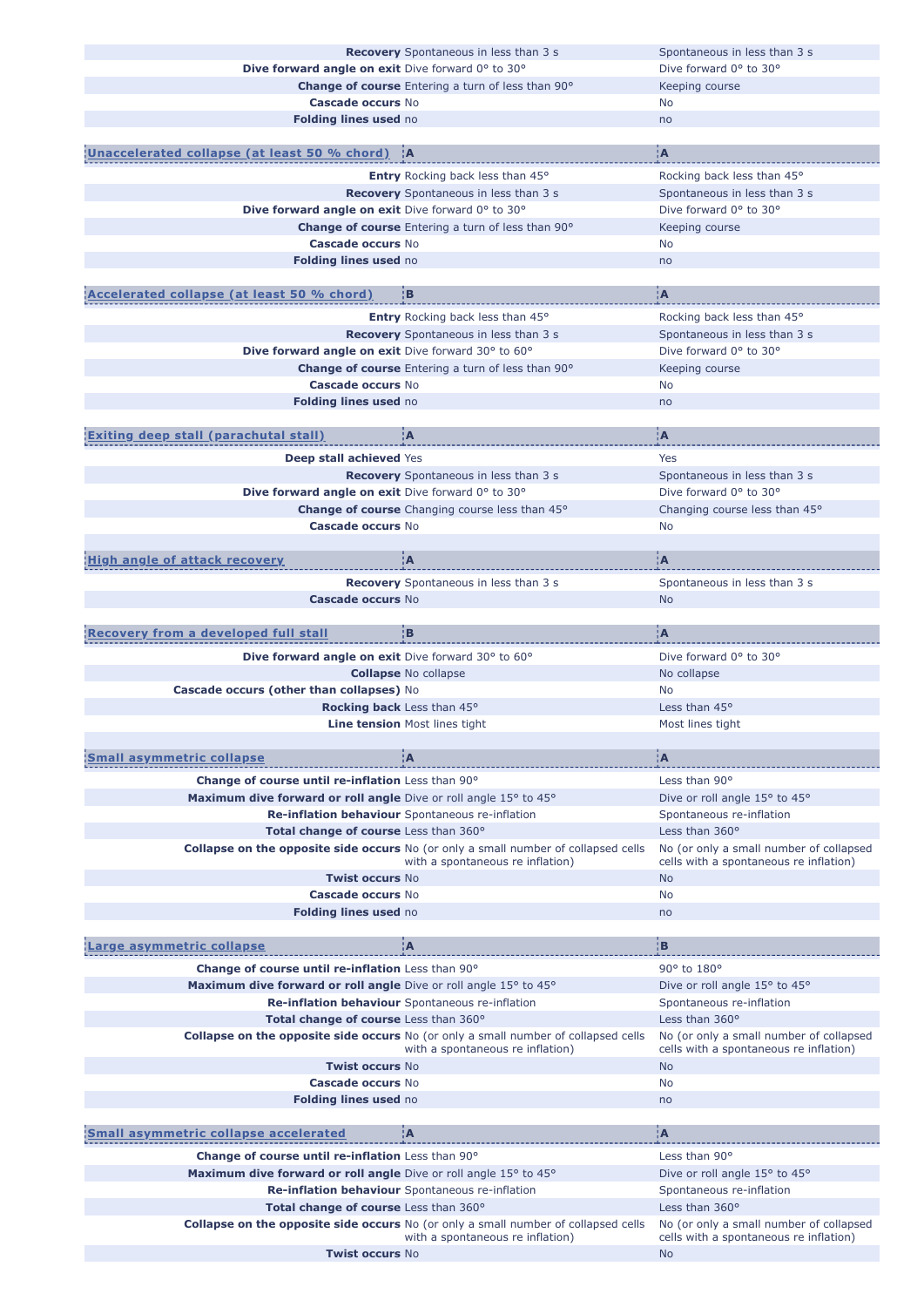| | | |
|---|---|---|
| **Recovery** | Spontaneous in less than 3 s | Spontaneous in less than 3 s |
| **Dive forward angle on exit** | Dive forward 0° to 30° | Dive forward 0° to 30° |
| **Change of course** | Entering a turn of less than 90° | Keeping course |
| **Cascade occurs** | No | No |
| **Folding lines used** | no | no |

| Unaccelerated collapse (at least 50 % chord) | A | A |
|---|---|---|
| **Entry** | Rocking back less than 45° | Rocking back less than 45° |
| **Recovery** | Spontaneous in less than 3 s | Spontaneous in less than 3 s |
| **Dive forward angle on exit** | Dive forward 0° to 30° | Dive forward 0° to 30° |
| **Change of course** | Entering a turn of less than 90° | Keeping course |
| **Cascade occurs** | No | No |
| **Folding lines used** | no | no |

| Accelerated collapse (at least 50 % chord) | B | A |
|---|---|---|
| **Entry** | Rocking back less than 45° | Rocking back less than 45° |
| **Recovery** | Spontaneous in less than 3 s | Spontaneous in less than 3 s |
| **Dive forward angle on exit** | Dive forward 30° to 60° | Dive forward 0° to 30° |
| **Change of course** | Entering a turn of less than 90° | Keeping course |
| **Cascade occurs** | No | No |
| **Folding lines used** | no | no |

| Exiting deep stall (parachutal stall) | A | A |
|---|---|---|
| **Deep stall achieved** | Yes | Yes |
| **Recovery** | Spontaneous in less than 3 s | Spontaneous in less than 3 s |
| **Dive forward angle on exit** | Dive forward 0° to 30° | Dive forward 0° to 30° |
| **Change of course** | Changing course less than 45° | Changing course less than 45° |
| **Cascade occurs** | No | No |

| High angle of attack recovery | A | A |
|---|---|---|
| **Recovery** | Spontaneous in less than 3 s | Spontaneous in less than 3 s |
| **Cascade occurs** | No | No |

| Recovery from a developed full stall | B | A |
|---|---|---|
| **Dive forward angle on exit** | Dive forward 30° to 60° | Dive forward 0° to 30° |
| **Collapse** | No collapse | No collapse |
| **Cascade occurs (other than collapses)** | No | No |
| **Rocking back** | Less than 45° | Less than 45° |
| **Line tension** | Most lines tight | Most lines tight |

| Small asymmetric collapse | A | A |
|---|---|---|
| **Change of course until re-inflation** | Less than 90° | Less than 90° |
| **Maximum dive forward or roll angle** | Dive or roll angle 15° to 45° | Dive or roll angle 15° to 45° |
| **Re-inflation behaviour** | Spontaneous re-inflation | Spontaneous re-inflation |
| **Total change of course** | Less than 360° | Less than 360° |
| **Collapse on the opposite side occurs** | No (or only a small number of collapsed cells with a spontaneous re inflation) | No (or only a small number of collapsed cells with a spontaneous re inflation) |
| **Twist occurs** | No | No |
| **Cascade occurs** | No | No |
| **Folding lines used** | no | no |

| Large asymmetric collapse | A | B |
|---|---|---|
| **Change of course until re-inflation** | Less than 90° | 90° to 180° |
| **Maximum dive forward or roll angle** | Dive or roll angle 15° to 45° | Dive or roll angle 15° to 45° |
| **Re-inflation behaviour** | Spontaneous re-inflation | Spontaneous re-inflation |
| **Total change of course** | Less than 360° | Less than 360° |
| **Collapse on the opposite side occurs** | No (or only a small number of collapsed cells with a spontaneous re inflation) | No (or only a small number of collapsed cells with a spontaneous re inflation) |
| **Twist occurs** | No | No |
| **Cascade occurs** | No | No |
| **Folding lines used** | no | no |

| Small asymmetric collapse accelerated | A | A |
|---|---|---|
| **Change of course until re-inflation** | Less than 90° | Less than 90° |
| **Maximum dive forward or roll angle** | Dive or roll angle 15° to 45° | Dive or roll angle 15° to 45° |
| **Re-inflation behaviour** | Spontaneous re-inflation | Spontaneous re-inflation |
| **Total change of course** | Less than 360° | Less than 360° |
| **Collapse on the opposite side occurs** | No (or only a small number of collapsed cells with a spontaneous re inflation) | No (or only a small number of collapsed cells with a spontaneous re inflation) |
| **Twist occurs** | No | No |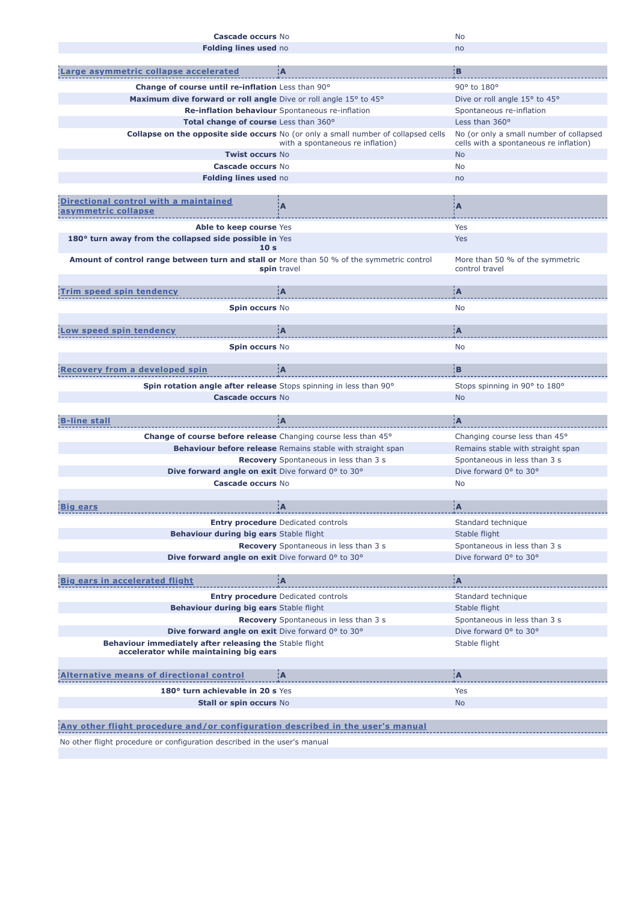| | | |
|---|---|---|
| **Cascade occurs** | No | No |
| **Folding lines used** | no | no |

| Large asymmetric collapse accelerated | A | B |
|---|---|---|
| **Change of course until re-inflation** | Less than 90° | 90° to 180° |
| **Maximum dive forward or roll angle** | Dive or roll angle 15° to 45° | Dive or roll angle 15° to 45° |
| **Re-inflation behaviour** | Spontaneous re-inflation | Spontaneous re-inflation |
| **Total change of course** | Less than 360° | Less than 360° |
| **Collapse on the opposite side occurs** | No (or only a small number of collapsed cells with a spontaneous re inflation) | No (or only a small number of collapsed cells with a spontaneous re inflation) |
| **Twist occurs** | No | No |
| **Cascade occurs** | No | No |
| **Folding lines used** | no | no |

| Directional control with a maintained asymmetric collapse | A | A |
|---|---|---|
| **Able to keep course** | Yes | Yes |
| **180° turn away from the collapsed side possible in 10 s** | Yes | Yes |
| **Amount of control range between turn and stall or spin** | More than 50 % of the symmetric control travel | More than 50 % of the symmetric control travel |

| Trim speed spin tendency | A | A |
|---|---|---|
| **Spin occurs** | No | No |

| Low speed spin tendency | A | A |
|---|---|---|
| **Spin occurs** | No | No |

| Recovery from a developed spin | A | B |
|---|---|---|
| **Spin rotation angle after release** | Stops spinning in less than 90° | Stops spinning in 90° to 180° |
| **Cascade occurs** | No | No |

| B-line stall | A | A |
|---|---|---|
| **Change of course before release** | Changing course less than 45° | Changing course less than 45° |
| **Behaviour before release** | Remains stable with straight span | Remains stable with straight span |
| **Recovery** | Spontaneous in less than 3 s | Spontaneous in less than 3 s |
| **Dive forward angle on exit** | Dive forward 0° to 30° | Dive forward 0° to 30° |
| **Cascade occurs** | No | No |

| Big ears | A | A |
|---|---|---|
| **Entry procedure** | Dedicated controls | Standard technique |
| **Behaviour during big ears** | Stable flight | Stable flight |
| **Recovery** | Spontaneous in less than 3 s | Spontaneous in less than 3 s |
| **Dive forward angle on exit** | Dive forward 0° to 30° | Dive forward 0° to 30° |

| Big ears in accelerated flight | A | A |
|---|---|---|
| **Entry procedure** | Dedicated controls | Standard technique |
| **Behaviour during big ears** | Stable flight | Stable flight |
| **Recovery** | Spontaneous in less than 3 s | Spontaneous in less than 3 s |
| **Dive forward angle on exit** | Dive forward 0° to 30° | Dive forward 0° to 30° |
| **Behaviour immediately after releasing the accelerator while maintaining big ears** | Stable flight | Stable flight |

| Alternative means of directional control | A | A |
|---|---|---|
| **180° turn achievable in 20 s** | Yes | Yes |
| **Stall or spin occurs** | No | No |

**Any other flight procedure and/or configuration described in the user's manual**

No other flight procedure or configuration described in the user's manual